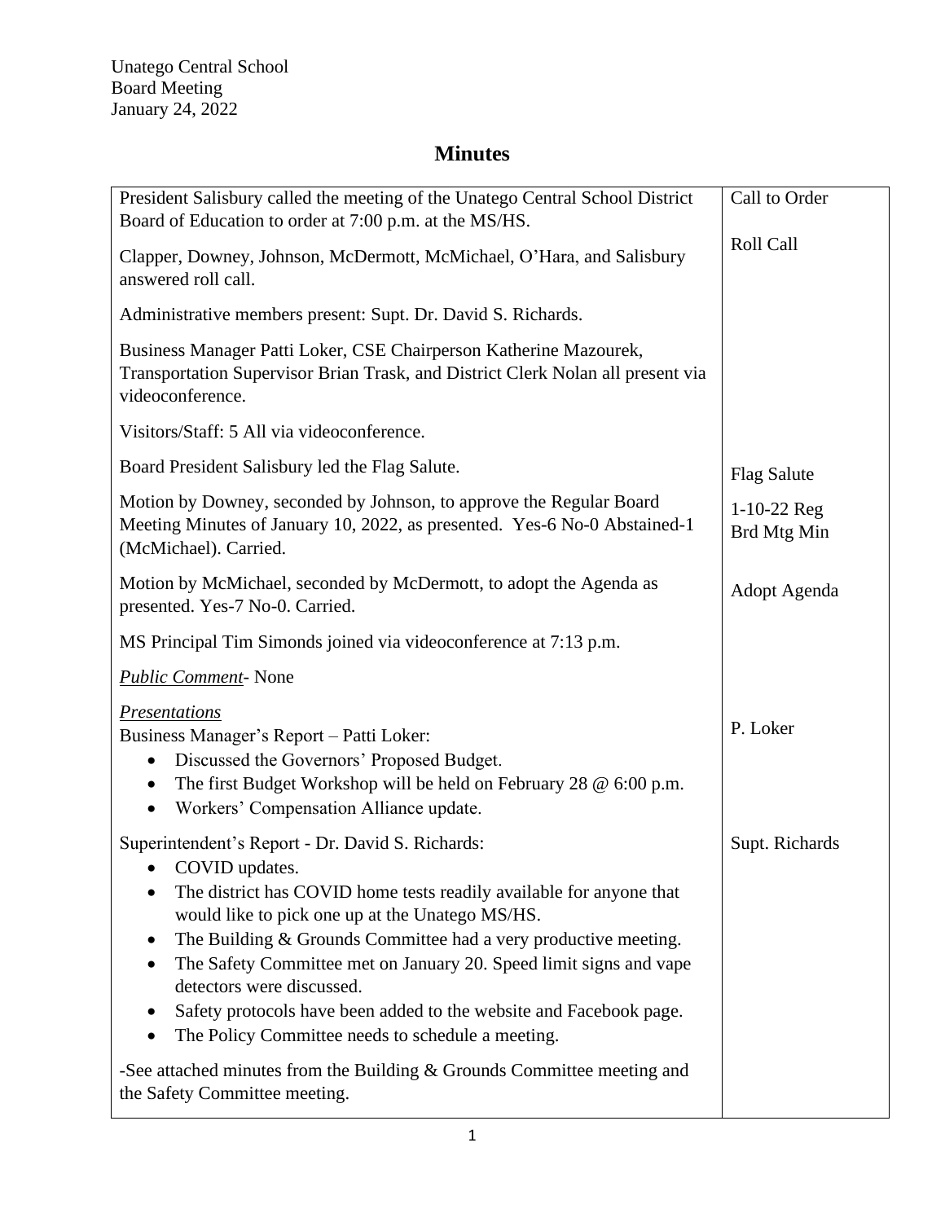Unatego Central School
Board Meeting
January 24, 2022

# Minutes

| | |
|---|---|
| President Salisbury called the meeting of the Unatego Central School District Board of Education to order at 7:00 p.m. at the MS/HS. | Call to Order |
| Clapper, Downey, Johnson, McDermott, McMichael, O'Hara, and Salisbury answered roll call. | Roll Call |
| Administrative members present: Supt. Dr. David S. Richards. | |
| Business Manager Patti Loker, CSE Chairperson Katherine Mazourek, Transportation Supervisor Brian Trask, and District Clerk Nolan all present via videoconference. | |
| Visitors/Staff: 5 All via videoconference. | |
| Board President Salisbury led the Flag Salute. | Flag Salute |
| Motion by Downey, seconded by Johnson, to approve the Regular Board Meeting Minutes of January 10, 2022, as presented. Yes-6 No-0 Abstained-1 (McMichael). Carried. | 1-10-22 Reg Brd Mtg Min |
| Motion by McMichael, seconded by McDermott, to adopt the Agenda as presented. Yes-7 No-0. Carried. | Adopt Agenda |
| MS Principal Tim Simonds joined via videoconference at 7:13 p.m. | |
| *<u>Public Comment</u>*- None | |
| *<u>Presentations</u>*<br>Business Manager's Report – Patti Loker:<br>• Discussed the Governors' Proposed Budget.<br>• The first Budget Workshop will be held on February 28 @ 6:00 p.m.<br>• Workers' Compensation Alliance update. | P. Loker |
| Superintendent's Report - Dr. David S. Richards:<br>• COVID updates.<br>• The district has COVID home tests readily available for anyone that would like to pick one up at the Unatego MS/HS.<br>• The Building & Grounds Committee had a very productive meeting.<br>• The Safety Committee met on January 20. Speed limit signs and vape detectors were discussed.<br>• Safety protocols have been added to the website and Facebook page.<br>• The Policy Committee needs to schedule a meeting.<br><br>-See attached minutes from the Building & Grounds Committee meeting and the Safety Committee meeting. | Supt. Richards |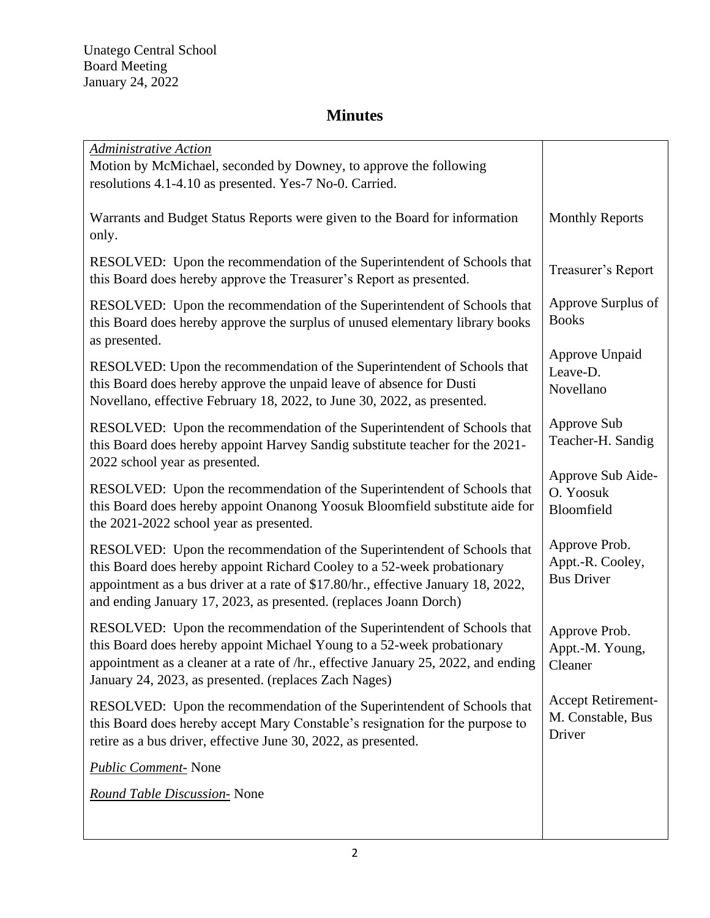Unatego Central School
Board Meeting
January 24, 2022

# Minutes

| | |
|---|---|
| *Administrative Action*<br>Motion by McMichael, seconded by Downey, to approve the following resolutions 4.1-4.10 as presented. Yes-7 No-0. Carried. | |
| Warrants and Budget Status Reports were given to the Board for information only. | Monthly Reports |
| RESOLVED: Upon the recommendation of the Superintendent of Schools that this Board does hereby approve the Treasurer's Report as presented. | Treasurer's Report |
| RESOLVED: Upon the recommendation of the Superintendent of Schools that this Board does hereby approve the surplus of unused elementary library books as presented. | Approve Surplus of Books |
| RESOLVED: Upon the recommendation of the Superintendent of Schools that this Board does hereby approve the unpaid leave of absence for Dusti Novellano, effective February 18, 2022, to June 30, 2022, as presented. | Approve Unpaid Leave-D. Novellano |
| RESOLVED: Upon the recommendation of the Superintendent of Schools that this Board does hereby appoint Harvey Sandig substitute teacher for the 2021-2022 school year as presented. | Approve Sub Teacher-H. Sandig |
| RESOLVED: Upon the recommendation of the Superintendent of Schools that this Board does hereby appoint Onanong Yoosuk Bloomfield substitute aide for the 2021-2022 school year as presented. | Approve Sub Aide-O. Yoosuk Bloomfield |
| RESOLVED: Upon the recommendation of the Superintendent of Schools that this Board does hereby appoint Richard Cooley to a 52-week probationary appointment as a bus driver at a rate of $17.80/hr., effective January 18, 2022, and ending January 17, 2023, as presented. (replaces Joann Dorch) | Approve Prob. Appt.-R. Cooley, Bus Driver |
| RESOLVED: Upon the recommendation of the Superintendent of Schools that this Board does hereby appoint Michael Young to a 52-week probationary appointment as a cleaner at a rate of /hr., effective January 25, 2022, and ending January 24, 2023, as presented. (replaces Zach Nages) | Approve Prob. Appt.-M. Young, Cleaner |
| RESOLVED: Upon the recommendation of the Superintendent of Schools that this Board does hereby accept Mary Constable's resignation for the purpose to retire as a bus driver, effective June 30, 2022, as presented. | Accept Retirement-M. Constable, Bus Driver |
| *Public Comment-* None | |
| *Round Table Discussion-* None | |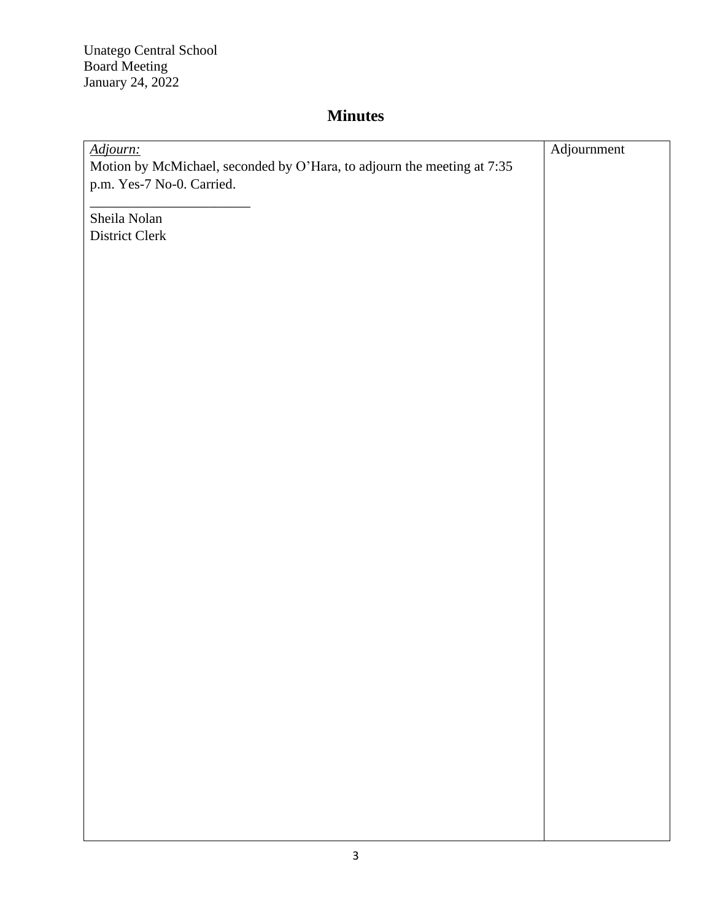Unatego Central School
Board Meeting
January 24, 2022

## Minutes

| | |
|---|---|
| *Adjourn:*<br>Motion by McMichael, seconded by O'Hara, to adjourn the meeting at 7:35 p.m. Yes-7 No-0. Carried.<br><br>_______________________<br>Sheila Nolan<br>District Clerk | Adjournment |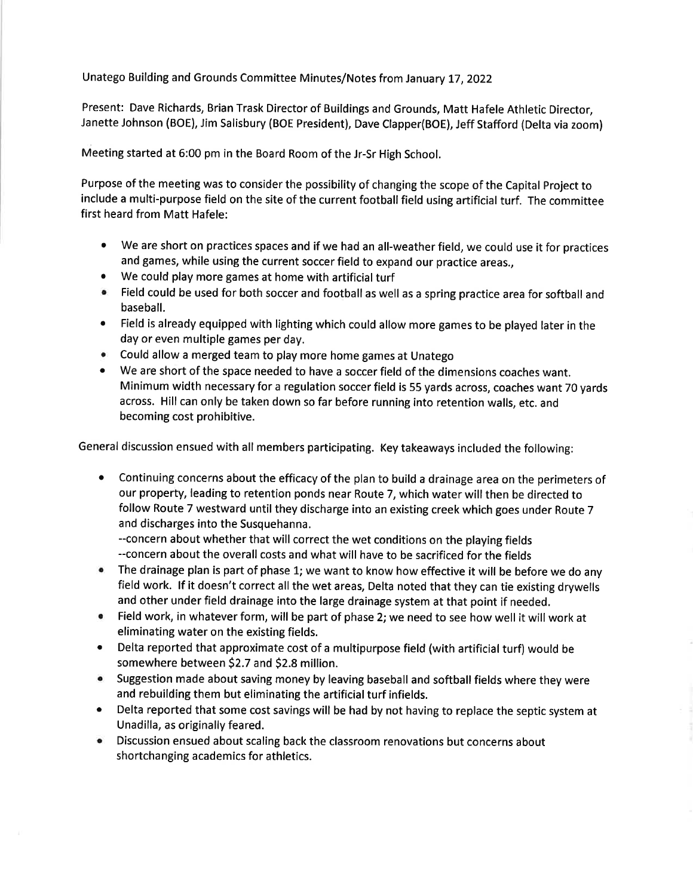Unatego Building and Grounds Committee Minutes/Notes from January 17, 2022

Present: Dave Richards, Brian Trask Director of Buildings and Grounds, Matt Hafele Athletic Director, Janette Johnson (BOE), Jim Salisbury (BOE President), Dave Clapper(BOE), Jeff Stafford (Delta via zoom)

Meeting started at 6:00 pm in the Board Room of the Jr-Sr High School.

Purpose of the meeting was to consider the possibility of changing the scope of the Capital Project to include a multi-purpose field on the site of the current football field using artificial turf. The committee first heard from Matt Hafele:

- We are short on practices spaces and if we had an all-weather field, we could use it for practices and games, while using the current soccer field to expand our practice areas.,
- We could play more games at home with artificial turf
- Field could be used for both soccer and football as well as a spring practice area for softball and baseball.
- Field is already equipped with lighting which could allow more games to be played later in the day or even multiple games per day.
- Could allow a merged team to play more home games at Unatego
- We are short of the space needed to have a soccer field of the dimensions coaches want. Minimum width necessary for a regulation soccer field is 55 yards across, coaches want 70 yards across. Hill can only be taken down so far before running into retention walls, etc. and becoming cost prohibitive.

General discussion ensued with all members participating. Key takeaways included the following:

- Continuing concerns about the efficacy of the plan to build a drainage area on the perimeters of our property, leading to retention ponds near Route 7, which water will then be directed to follow Route 7 westward until they discharge into an existing creek which goes under Route 7 and discharges into the Susquehanna.
  --concern about whether that will correct the wet conditions on the playing fields
  --concern about the overall costs and what will have to be sacrificed for the fields
- The drainage plan is part of phase 1; we want to know how effective it will be before we do any field work. If it doesn't correct all the wet areas, Delta noted that they can tie existing drywells and other under field drainage into the large drainage system at that point if needed.
- Field work, in whatever form, will be part of phase 2; we need to see how well it will work at eliminating water on the existing fields.
- Delta reported that approximate cost of a multipurpose field (with artificial turf) would be somewhere between $2.7 and $2.8 million.
- Suggestion made about saving money by leaving baseball and softball fields where they were and rebuilding them but eliminating the artificial turf infields.
- Delta reported that some cost savings will be had by not having to replace the septic system at Unadilla, as originally feared.
- Discussion ensued about scaling back the classroom renovations but concerns about shortchanging academics for athletics.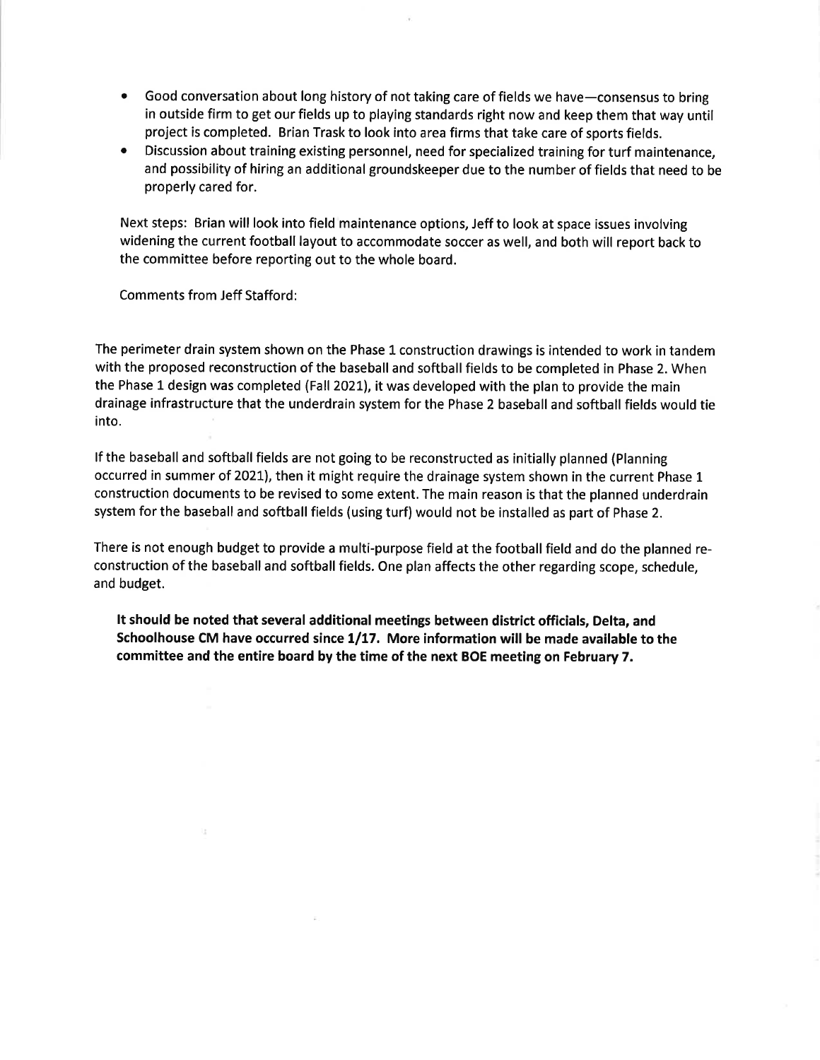- Good conversation about long history of not taking care of fields we have—consensus to bring in outside firm to get our fields up to playing standards right now and keep them that way until project is completed. Brian Trask to look into area firms that take care of sports fields.
- Discussion about training existing personnel, need for specialized training for turf maintenance, and possibility of hiring an additional groundskeeper due to the number of fields that need to be properly cared for.

Next steps: Brian will look into field maintenance options, Jeff to look at space issues involving widening the current football layout to accommodate soccer as well, and both will report back to the committee before reporting out to the whole board.

Comments from Jeff Stafford:

The perimeter drain system shown on the Phase 1 construction drawings is intended to work in tandem with the proposed reconstruction of the baseball and softball fields to be completed in Phase 2. When the Phase 1 design was completed (Fall 2021), it was developed with the plan to provide the main drainage infrastructure that the underdrain system for the Phase 2 baseball and softball fields would tie into.

If the baseball and softball fields are not going to be reconstructed as initially planned (Planning occurred in summer of 2021), then it might require the drainage system shown in the current Phase 1 construction documents to be revised to some extent. The main reason is that the planned underdrain system for the baseball and softball fields (using turf) would not be installed as part of Phase 2.

There is not enough budget to provide a multi-purpose field at the football field and do the planned re-construction of the baseball and softball fields. One plan affects the other regarding scope, schedule, and budget.

**It should be noted that several additional meetings between district officials, Delta, and Schoolhouse CM have occurred since 1/17. More information will be made available to the committee and the entire board by the time of the next BOE meeting on February 7.**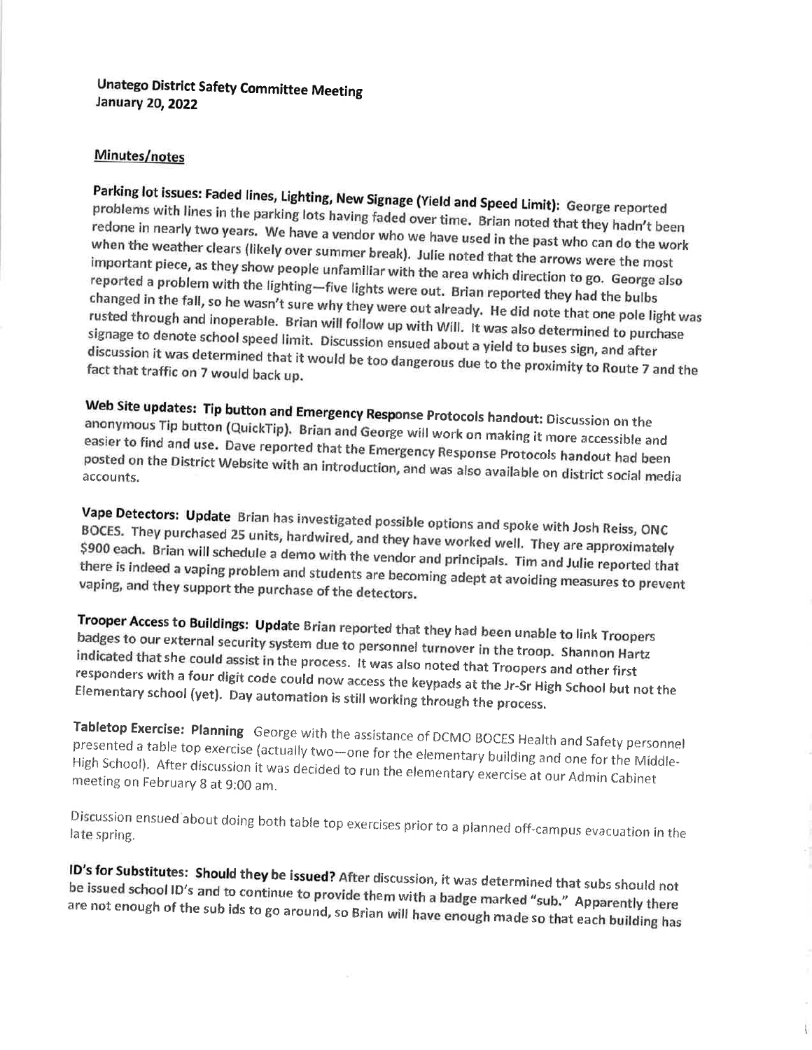**Unatego District Safety Committee Meeting**
**January 20, 2022**

**Minutes/notes**

**Parking lot issues: Faded lines, Lighting, New Signage (Yield and Speed Limit):** George reported problems with lines in the parking lots having faded over time. Brian noted that they hadn't been redone in nearly two years. We have a vendor who we have used in the past who can do the work when the weather clears (likely over summer break). Julie noted that the arrows were the most important piece, as they show people unfamiliar with the area which direction to go. George also reported a problem with the lighting—five lights were out. Brian reported they had the bulbs changed in the fall, so he wasn't sure why they were out already. He did note that one pole light was rusted through and inoperable. Brian will follow up with Will. It was also determined to purchase signage to denote school speed limit. Discussion ensued about a yield to buses sign, and after discussion it was determined that it would be too dangerous due to the proximity to Route 7 and the fact that traffic on 7 would back up.

**Web Site updates: Tip button and Emergency Response Protocols handout:** Discussion on the anonymous Tip button (QuickTip). Brian and George will work on making it more accessible and easier to find and use. Dave reported that the Emergency Response Protocols handout had been posted on the District Website with an introduction, and was also available on district social media accounts.

**Vape Detectors: Update** Brian has investigated possible options and spoke with Josh Reiss, ONC BOCES. They purchased 25 units, hardwired, and they have worked well. They are approximately $900 each. Brian will schedule a demo with the vendor and principals. Tim and Julie reported that there is indeed a vaping problem and students are becoming adept at avoiding measures to prevent vaping, and they support the purchase of the detectors.

**Trooper Access to Buildings: Update** Brian reported that they had been unable to link Troopers badges to our external security system due to personnel turnover in the troop. Shannon Hartz indicated that she could assist in the process. It was also noted that Troopers and other first responders with a four digit code could now access the keypads at the Jr-Sr High School but not the Elementary school (yet). Day automation is still working through the process.

**Tabletop Exercise: Planning** George with the assistance of DCMO BOCES Health and Safety personnel presented a table top exercise (actually two—one for the elementary building and one for the Middle-High School). After discussion it was decided to run the elementary exercise at our Admin Cabinet meeting on February 8 at 9:00 am.

Discussion ensued about doing both table top exercises prior to a planned off-campus evacuation in the late spring.

**ID's for Substitutes: Should they be issued?** After discussion, it was determined that subs should not be issued school ID's and to continue to provide them with a badge marked "sub." Apparently there are not enough of the sub ids to go around, so Brian will have enough made so that each building has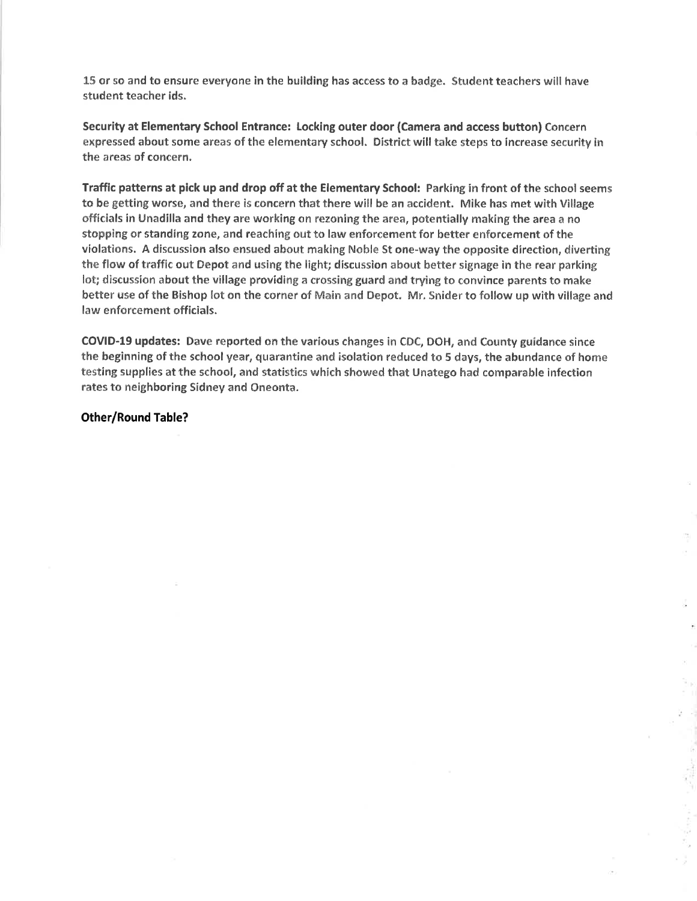15 or so and to ensure everyone in the building has access to a badge. Student teachers will have student teacher ids.

**Security at Elementary School Entrance: Locking outer door (Camera and access button)** Concern expressed about some areas of the elementary school. District will take steps to increase security in the areas of concern.

**Traffic patterns at pick up and drop off at the Elementary School:** Parking in front of the school seems to be getting worse, and there is concern that there will be an accident. Mike has met with Village officials in Unadilla and they are working on rezoning the area, potentially making the area a no stopping or standing zone, and reaching out to law enforcement for better enforcement of the violations. A discussion also ensued about making Noble St one-way the opposite direction, diverting the flow of traffic out Depot and using the light; discussion about better signage in the rear parking lot; discussion about the village providing a crossing guard and trying to convince parents to make better use of the Bishop lot on the corner of Main and Depot. Mr. Snider to follow up with village and law enforcement officials.

**COVID-19 updates:** Dave reported on the various changes in CDC, DOH, and County guidance since the beginning of the school year, quarantine and isolation reduced to 5 days, the abundance of home testing supplies at the school, and statistics which showed that Unatego had comparable infection rates to neighboring Sidney and Oneonta.

**Other/Round Table?**